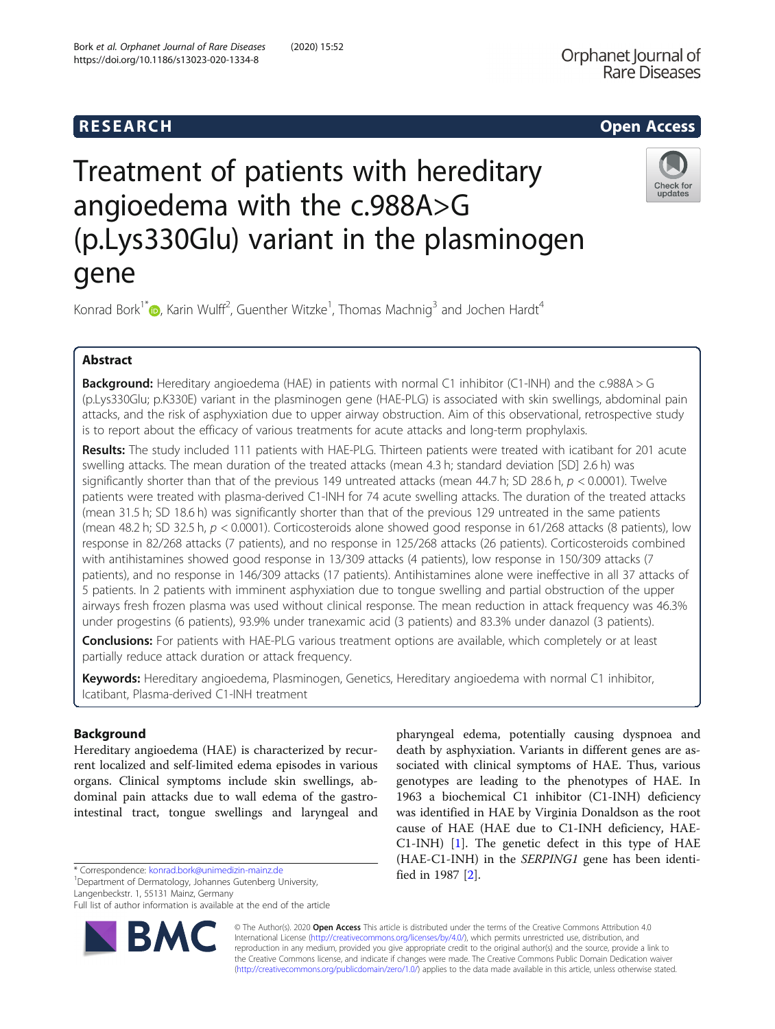RESEARCH Open Access

# Treatment of patients with hereditary angioedema with the c.988A>G (p.Lys330Glu) variant in the plasminogen gene

Konrad Bork[1*], Karin Wulff[2], Guenther Witzke[1], Thomas Machnig[3] and Jochen Hardt[4]

## Abstract

**Background:** Hereditary angioedema (HAE) in patients with normal C1 inhibitor (C1-INH) and the c.988A > G (p.Lys330Glu; p.K330E) variant in the plasminogen gene (HAE-PLG) is associated with skin swellings, abdominal pain attacks, and the risk of asphyxiation due to upper airway obstruction. Aim of this observational, retrospective study is to report about the efficacy of various treatments for acute attacks and long-term prophylaxis.

**Results:** The study included 111 patients with HAE-PLG. Thirteen patients were treated with icatibant for 201 acute swelling attacks. The mean duration of the treated attacks (mean 4.3 h; standard deviation [SD] 2.6 h) was significantly shorter than that of the previous 149 untreated attacks (mean 44.7 h; SD 28.6 h, $p < 0.0001$). Twelve patients were treated with plasma-derived C1-INH for 74 acute swelling attacks. The duration of the treated attacks (mean 31.5 h; SD 18.6 h) was significantly shorter than that of the previous 129 untreated in the same patients (mean 48.2 h; SD 32.5 h, $p < 0.0001$). Corticosteroids alone showed good response in 61/268 attacks (8 patients), low response in 82/268 attacks (7 patients), and no response in 125/268 attacks (26 patients). Corticosteroids combined with antihistamines showed good response in 13/309 attacks (4 patients), low response in 150/309 attacks (7 patients), and no response in 146/309 attacks (17 patients). Antihistamines alone were ineffective in all 37 attacks of 5 patients. In 2 patients with imminent asphyxiation due to tongue swelling and partial obstruction of the upper airways fresh frozen plasma was used without clinical response. The mean reduction in attack frequency was 46.3% under progestins (6 patients), 93.9% under tranexamic acid (3 patients) and 83.3% under danazol (3 patients).

**Conclusions:** For patients with HAE-PLG various treatment options are available, which completely or at least partially reduce attack duration or attack frequency.

**Keywords:** Hereditary angioedema, Plasminogen, Genetics, Hereditary angioedema with normal C1 inhibitor, Icatibant, Plasma-derived C1-INH treatment

## Background

Hereditary angioedema (HAE) is characterized by recurrent localized and self-limited edema episodes in various organs. Clinical symptoms include skin swellings, abdominal pain attacks due to wall edema of the gastrointestinal tract, tongue swellings and laryngeal and pharyngeal edema, potentially causing dyspnoea and death by asphyxiation. Variants in different genes are associated with clinical symptoms of HAE. Thus, various genotypes are leading to the phenotypes of HAE. In 1963 a biochemical C1 inhibitor (C1-INH) deficiency was identified in HAE by Virginia Donaldson as the root cause of HAE (HAE due to C1-INH deficiency, HAE-C1-INH) [1]. The genetic defect in this type of HAE (HAE-C1-INH) in the *SERPING1* gene has been identified in 1987 [2].

* Correspondence: konrad.bork@unimedizin-mainz.de
[1]Department of Dermatology, Johannes Gutenberg University, Langenbeckstr. 1, 55131 Mainz, Germany
Full list of author information is available at the end of the article

© The Author(s). 2020 **Open Access** This article is distributed under the terms of the Creative Commons Attribution 4.0 International License (http://creativecommons.org/licenses/by/4.0/), which permits unrestricted use, distribution, and reproduction in any medium, provided you give appropriate credit to the original author(s) and the source, provide a link to the Creative Commons license, and indicate if changes were made. The Creative Commons Public Domain Dedication waiver (http://creativecommons.org/publicdomain/zero/1.0/) applies to the data made available in this article, unless otherwise stated.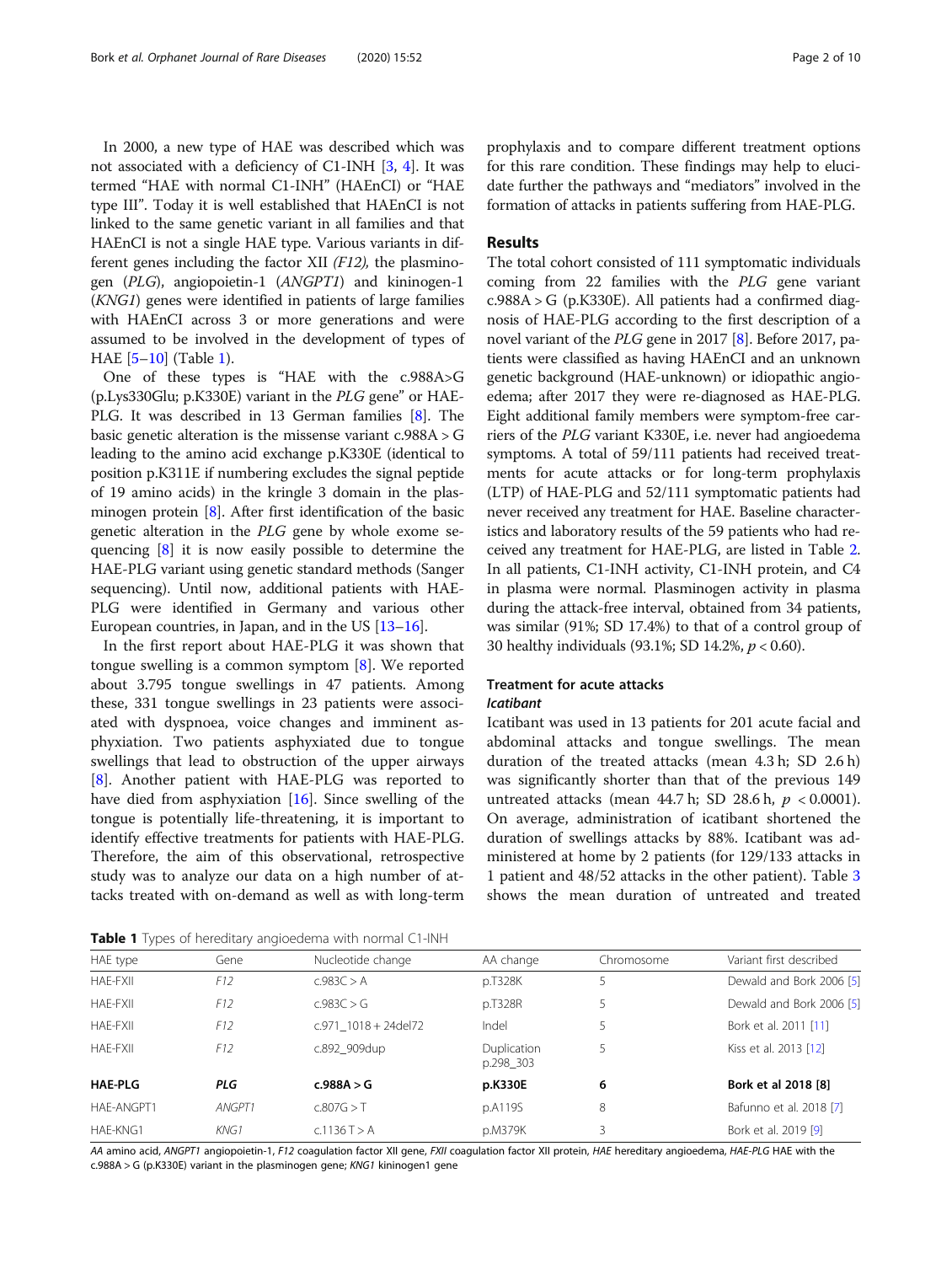In 2000, a new type of HAE was described which was not associated with a deficiency of C1-INH [3, 4]. It was termed "HAE with normal C1-INH" (HAEnCI) or "HAE type III". Today it is well established that HAEnCI is not linked to the same genetic variant in all families and that HAEnCI is not a single HAE type. Various variants in different genes including the factor XII *(F12),* the plasminogen (*PLG*), angiopoietin-1 (*ANGPT1*) and kininogen-1 (*KNG1*) genes were identified in patients of large families with HAEnCI across 3 or more generations and were assumed to be involved in the development of types of HAE [5–10] (Table 1).

One of these types is "HAE with the c.988A>G (p.Lys330Glu; p.K330E) variant in the *PLG* gene" or HAE-PLG. It was described in 13 German families [8]. The basic genetic alteration is the missense variant c.988A > G leading to the amino acid exchange p.K330E (identical to position p.K311E if numbering excludes the signal peptide of 19 amino acids) in the kringle 3 domain in the plasminogen protein [8]. After first identification of the basic genetic alteration in the *PLG* gene by whole exome sequencing [8] it is now easily possible to determine the HAE-PLG variant using genetic standard methods (Sanger sequencing). Until now, additional patients with HAE-PLG were identified in Germany and various other European countries, in Japan, and in the US [13–16].

In the first report about HAE-PLG it was shown that tongue swelling is a common symptom [8]. We reported about 3.795 tongue swellings in 47 patients. Among these, 331 tongue swellings in 23 patients were associated with dyspnoea, voice changes and imminent asphyxiation. Two patients asphyxiated due to tongue swellings that lead to obstruction of the upper airways [8]. Another patient with HAE-PLG was reported to have died from asphyxiation [16]. Since swelling of the tongue is potentially life-threatening, it is important to identify effective treatments for patients with HAE-PLG. Therefore, the aim of this observational, retrospective study was to analyze our data on a high number of attacks treated with on-demand as well as with long-term prophylaxis and to compare different treatment options for this rare condition. These findings may help to elucidate further the pathways and "mediators" involved in the formation of attacks in patients suffering from HAE-PLG.

## Results

The total cohort consisted of 111 symptomatic individuals coming from 22 families with the *PLG* gene variant c.988A > G (p.K330E). All patients had a confirmed diagnosis of HAE-PLG according to the first description of a novel variant of the *PLG* gene in 2017 [8]. Before 2017, patients were classified as having HAEnCI and an unknown genetic background (HAE-unknown) or idiopathic angioedema; after 2017 they were re-diagnosed as HAE-PLG. Eight additional family members were symptom-free carriers of the *PLG* variant K330E, i.e. never had angioedema symptoms. A total of 59/111 patients had received treatments for acute attacks or for long-term prophylaxis (LTP) of HAE-PLG and 52/111 symptomatic patients had never received any treatment for HAE. Baseline characteristics and laboratory results of the 59 patients who had received any treatment for HAE-PLG, are listed in Table 2. In all patients, C1-INH activity, C1-INH protein, and C4 in plasma were normal. Plasminogen activity in plasma during the attack-free interval, obtained from 34 patients, was similar (91%; SD 17.4%) to that of a control group of 30 healthy individuals (93.1%; SD 14.2%, $p < 0.60$).

### Treatment for acute attacks

#### *Icatibant*

Icatibant was used in 13 patients for 201 acute facial and abdominal attacks and tongue swellings. The mean duration of the treated attacks (mean 4.3 h; SD 2.6 h) was significantly shorter than that of the previous 149 untreated attacks (mean 44.7 h; SD 28.6 h, $p < 0.0001$). On average, administration of icatibant shortened the duration of swellings attacks by 88%. Icatibant was administered at home by 2 patients (for 129/133 attacks in 1 patient and 48/52 attacks in the other patient). Table 3 shows the mean duration of untreated and treated

**Table 1** Types of hereditary angioedema with normal C1-INH

| HAE type | Gene | Nucleotide change | AA change | Chromosome | Variant first described |
|---|---|---|---|---|---|
| HAE-FXII | *F12* | c.983C > A | p.T328K | 5 | Dewald and Bork 2006 [5] |
| HAE-FXII | *F12* | c.983C > G | p.T328R | 5 | Dewald and Bork 2006 [5] |
| HAE-FXII | *F12* | c.971_1018 + 24del72 | Indel | 5 | Bork et al. 2011 [11] |
| HAE-FXII | *F12* | c.892_909dup | Duplication p.298_303 | 5 | Kiss et al. 2013 [12] |
| **HAE-PLG** | ***PLG*** | **c.988A > G** | **p.K330E** | **6** | **Bork et al 2018 [8]** |
| HAE-ANGPT1 | *ANGPT1* | c.807G > T | p.A119S | 8 | Bafunno et al. 2018 [7] |
| HAE-KNG1 | *KNG1* | c.1136 T > A | p.M379K | 3 | Bork et al. 2019 [9] |

*AA* amino acid, *ANGPT1* angiopoietin-1, *F12* coagulation factor XII gene, *FXII* coagulation factor XII protein, *HAE* hereditary angioedema, *HAE-PLG* HAE with the c.988A > G (p.K330E) variant in the plasminogen gene; *KNG1* kininogen1 gene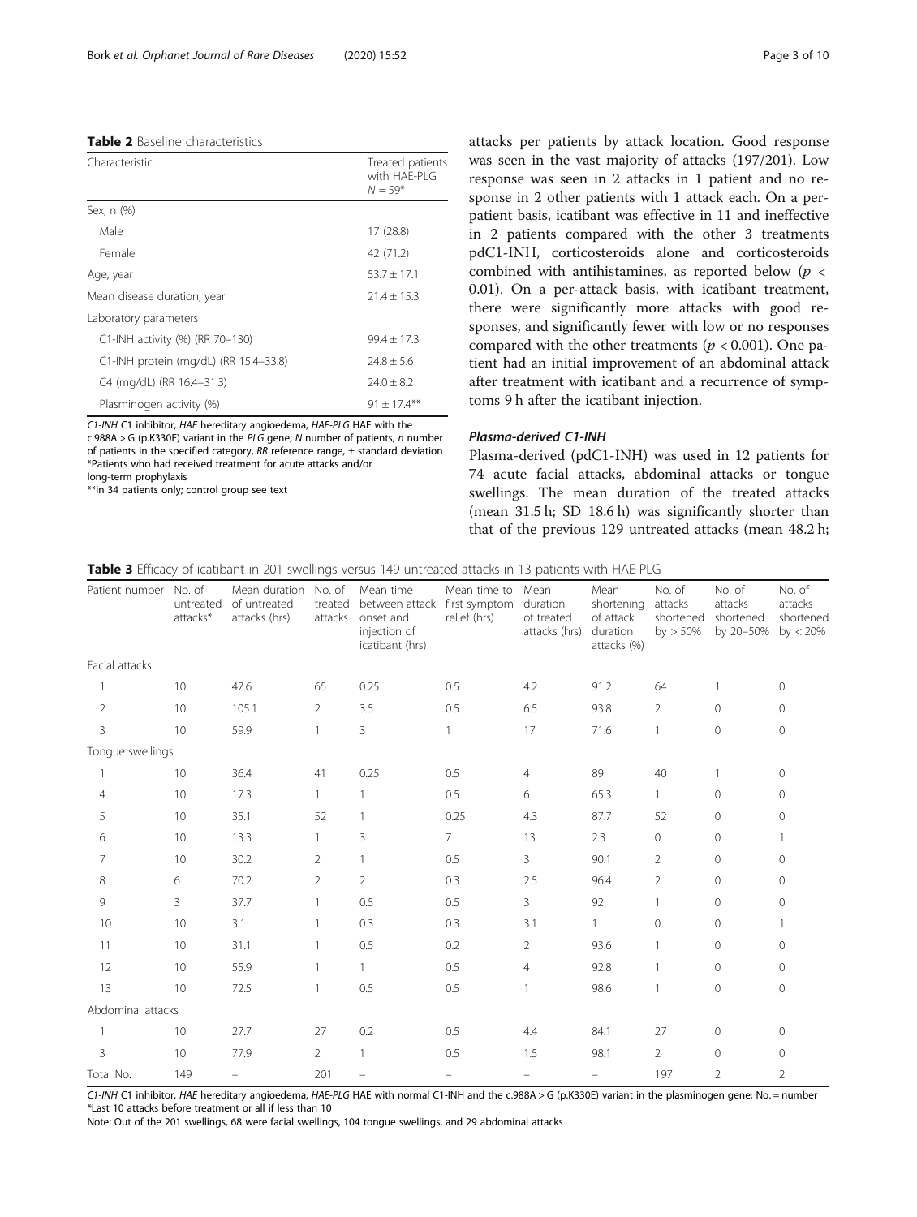**Table 2** Baseline characteristics

| Characteristic | Treated patients with HAE-PLG $N = 59$* |
|---|---|
| Sex, n (%) | |
| Male | 17 (28.8) |
| Female | 42 (71.2) |
| Age, year | 53.7 ± 17.1 |
| Mean disease duration, year | 21.4 ± 15.3 |
| Laboratory parameters | |
| C1-INH activity (%) (RR 70–130) | 99.4 ± 17.3 |
| C1-INH protein (mg/dL) (RR 15.4–33.8) | 24.8 ± 5.6 |
| C4 (mg/dL) (RR 16.4–31.3) | 24.0 ± 8.2 |
| Plasminogen activity (%) | 91 ± 17.4** |

*C1-INH* C1 inhibitor, *HAE* hereditary angioedema, *HAE-PLG* HAE with the c.988A > G (p.K330E) variant in the *PLG* gene; *N* number of patients, *n* number of patients in the specified category, *RR* reference range, ± standard deviation
*Patients who had received treatment for acute attacks and/or long-term prophylaxis
**in 34 patients only; control group see text

attacks per patients by attack location. Good response was seen in the vast majority of attacks (197/201). Low response was seen in 2 attacks in 1 patient and no response in 2 other patients with 1 attack each. On a per-patient basis, icatibant was effective in 11 and ineffective in 2 patients compared with the other 3 treatments pdC1-INH, corticosteroids alone and corticosteroids combined with antihistamines, as reported below ($p < 0.01$). On a per-attack basis, with icatibant treatment, there were significantly more attacks with good responses, and significantly fewer with low or no responses compared with the other treatments ($p < 0.001$). One patient had an initial improvement of an abdominal attack after treatment with icatibant and a recurrence of symptoms 9 h after the icatibant injection.

### Plasma-derived C1-INH

Plasma-derived (pdC1-INH) was used in 12 patients for 74 acute facial attacks, abdominal attacks or tongue swellings. The mean duration of the treated attacks (mean 31.5 h; SD 18.6 h) was significantly shorter than that of the previous 129 untreated attacks (mean 48.2 h;

**Table 3** Efficacy of icatibant in 201 swellings versus 149 untreated attacks in 13 patients with HAE-PLG

| Patient number | No. of untreated attacks* | Mean duration of untreated attacks (hrs) | No. of treated attacks | Mean time between attack onset and injection of icatibant (hrs) | Mean time to first symptom relief (hrs) | Mean duration of treated attacks (hrs) | Mean shortening of attack duration attacks (%) | No. of attacks shortened by > 50% | No. of attacks shortened by 20–50% | No. of attacks shortened by < 20% |
|---|---|---|---|---|---|---|---|---|---|---|
| Facial attacks | | | | | | | | | | |
| 1 | 10 | 47.6 | 65 | 0.25 | 0.5 | 4.2 | 91.2 | 64 | 1 | 0 |
| 2 | 10 | 105.1 | 2 | 3.5 | 0.5 | 6.5 | 93.8 | 2 | 0 | 0 |
| 3 | 10 | 59.9 | 1 | 3 | 1 | 17 | 71.6 | 1 | 0 | 0 |
| Tongue swellings | | | | | | | | | | |
| 1 | 10 | 36.4 | 41 | 0.25 | 0.5 | 4 | 89 | 40 | 1 | 0 |
| 4 | 10 | 17.3 | 1 | 1 | 0.5 | 6 | 65.3 | 1 | 0 | 0 |
| 5 | 10 | 35.1 | 52 | 1 | 0.25 | 4.3 | 87.7 | 52 | 0 | 0 |
| 6 | 10 | 13.3 | 1 | 3 | 7 | 13 | 2.3 | 0 | 0 | 1 |
| 7 | 10 | 30.2 | 2 | 1 | 0.5 | 3 | 90.1 | 2 | 0 | 0 |
| 8 | 6 | 70.2 | 2 | 2 | 0.3 | 2.5 | 96.4 | 2 | 0 | 0 |
| 9 | 3 | 37.7 | 1 | 0.5 | 0.5 | 3 | 92 | 1 | 0 | 0 |
| 10 | 10 | 3.1 | 1 | 0.3 | 0.3 | 3.1 | 1 | 0 | 0 | 1 |
| 11 | 10 | 31.1 | 1 | 0.5 | 0.2 | 2 | 93.6 | 1 | 0 | 0 |
| 12 | 10 | 55.9 | 1 | 1 | 0.5 | 4 | 92.8 | 1 | 0 | 0 |
| 13 | 10 | 72.5 | 1 | 0.5 | 0.5 | 1 | 98.6 | 1 | 0 | 0 |
| Abdominal attacks | | | | | | | | | | |
| 1 | 10 | 27.7 | 27 | 0.2 | 0.5 | 4.4 | 84.1 | 27 | 0 | 0 |
| 3 | 10 | 77.9 | 2 | 1 | 0.5 | 1.5 | 98.1 | 2 | 0 | 0 |
| Total No. | 149 | – | 201 | – | – | – | – | 197 | 2 | 2 |

*C1-INH* C1 inhibitor, *HAE* hereditary angioedema, *HAE-PLG* HAE with normal C1-INH and the c.988A > G (p.K330E) variant in the plasminogen gene; No. = number
*Last 10 attacks before treatment or all if less than 10
Note: Out of the 201 swellings, 68 were facial swellings, 104 tongue swellings, and 29 abdominal attacks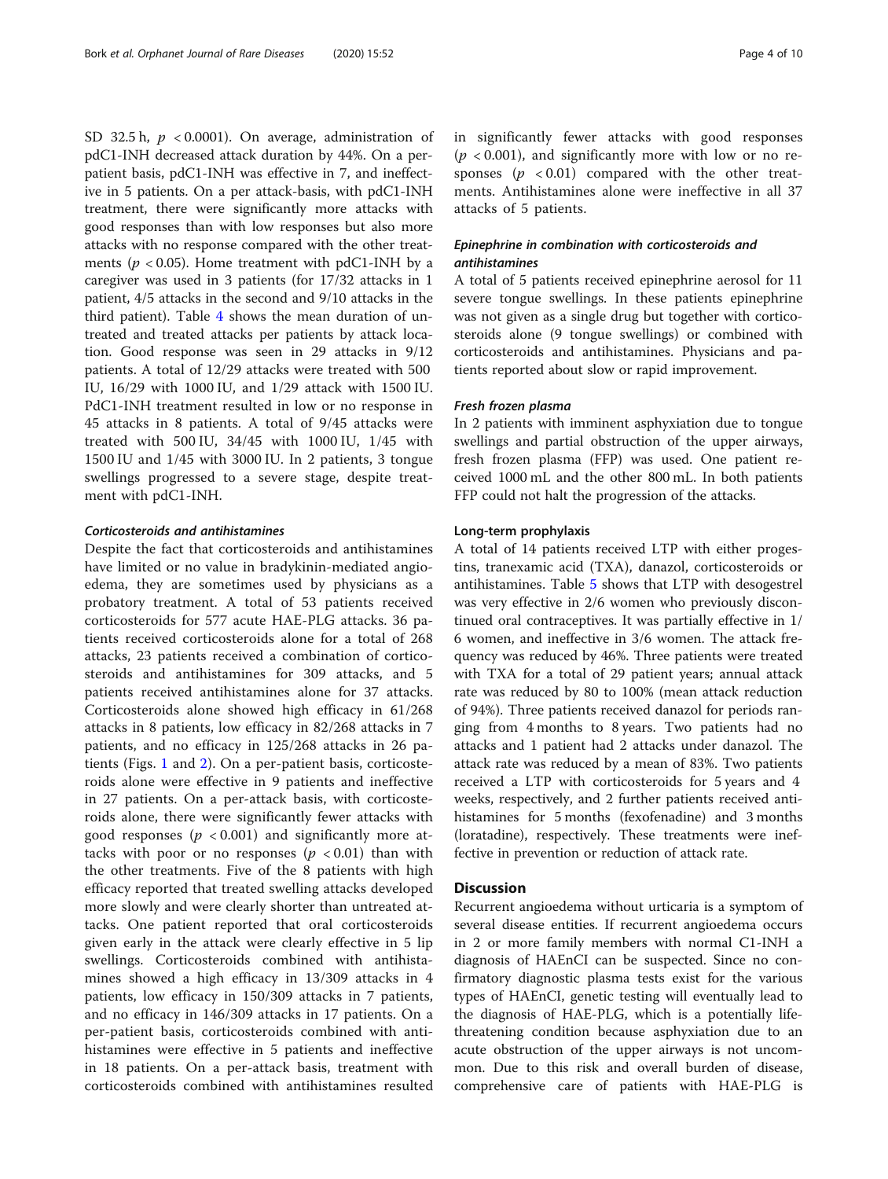SD 32.5 h, $p < 0.0001$). On average, administration of pdC1-INH decreased attack duration by 44%. On a per-patient basis, pdC1-INH was effective in 7, and ineffective in 5 patients. On a per attack-basis, with pdC1-INH treatment, there were significantly more attacks with good responses than with low responses but also more attacks with no response compared with the other treatments ($p < 0.05$). Home treatment with pdC1-INH by a caregiver was used in 3 patients (for 17/32 attacks in 1 patient, 4/5 attacks in the second and 9/10 attacks in the third patient). Table 4 shows the mean duration of untreated and treated attacks per patients by attack location. Good response was seen in 29 attacks in 9/12 patients. A total of 12/29 attacks were treated with 500 IU, 16/29 with 1000 IU, and 1/29 attack with 1500 IU. PdC1-INH treatment resulted in low or no response in 45 attacks in 8 patients. A total of 9/45 attacks were treated with 500 IU, 34/45 with 1000 IU, 1/45 with 1500 IU and 1/45 with 3000 IU. In 2 patients, 3 tongue swellings progressed to a severe stage, despite treatment with pdC1-INH.

#### *Corticosteroids and antihistamines*

Despite the fact that corticosteroids and antihistamines have limited or no value in bradykinin-mediated angioedema, they are sometimes used by physicians as a probatory treatment. A total of 53 patients received corticosteroids for 577 acute HAE-PLG attacks. 36 patients received corticosteroids alone for a total of 268 attacks, 23 patients received a combination of corticosteroids and antihistamines for 309 attacks, and 5 patients received antihistamines alone for 37 attacks. Corticosteroids alone showed high efficacy in 61/268 attacks in 8 patients, low efficacy in 82/268 attacks in 7 patients, and no efficacy in 125/268 attacks in 26 patients (Figs. 1 and 2). On a per-patient basis, corticosteroids alone were effective in 9 patients and ineffective in 27 patients. On a per-attack basis, with corticosteroids alone, there were significantly fewer attacks with good responses ($p < 0.001$) and significantly more attacks with poor or no responses ($p < 0.01$) than with the other treatments. Five of the 8 patients with high efficacy reported that treated swelling attacks developed more slowly and were clearly shorter than untreated attacks. One patient reported that oral corticosteroids given early in the attack were clearly effective in 5 lip swellings. Corticosteroids combined with antihistamines showed a high efficacy in 13/309 attacks in 4 patients, low efficacy in 150/309 attacks in 7 patients, and no efficacy in 146/309 attacks in 17 patients. On a per-patient basis, corticosteroids combined with antihistamines were effective in 5 patients and ineffective in 18 patients. On a per-attack basis, treatment with corticosteroids combined with antihistamines resulted in significantly fewer attacks with good responses ($p < 0.001$), and significantly more with low or no responses ($p < 0.01$) compared with the other treatments. Antihistamines alone were ineffective in all 37 attacks of 5 patients.

#### *Epinephrine in combination with corticosteroids and antihistamines*

A total of 5 patients received epinephrine aerosol for 11 severe tongue swellings. In these patients epinephrine was not given as a single drug but together with corticosteroids alone (9 tongue swellings) or combined with corticosteroids and antihistamines. Physicians and patients reported about slow or rapid improvement.

#### *Fresh frozen plasma*

In 2 patients with imminent asphyxiation due to tongue swellings and partial obstruction of the upper airways, fresh frozen plasma (FFP) was used. One patient received 1000 mL and the other 800 mL. In both patients FFP could not halt the progression of the attacks.

### Long-term prophylaxis

A total of 14 patients received LTP with either progestins, tranexamic acid (TXA), danazol, corticosteroids or antihistamines. Table 5 shows that LTP with desogestrel was very effective in 2/6 women who previously discontinued oral contraceptives. It was partially effective in 1/6 women, and ineffective in 3/6 women. The attack frequency was reduced by 46%. Three patients were treated with TXA for a total of 29 patient years; annual attack rate was reduced by 80 to 100% (mean attack reduction of 94%). Three patients received danazol for periods ranging from 4 months to 8 years. Two patients had no attacks and 1 patient had 2 attacks under danazol. The attack rate was reduced by a mean of 83%. Two patients received a LTP with corticosteroids for 5 years and 4 weeks, respectively, and 2 further patients received antihistamines for 5 months (fexofenadine) and 3 months (loratadine), respectively. These treatments were ineffective in prevention or reduction of attack rate.

## Discussion

Recurrent angioedema without urticaria is a symptom of several disease entities. If recurrent angioedema occurs in 2 or more family members with normal C1-INH a diagnosis of HAEnCI can be suspected. Since no confirmatory diagnostic plasma tests exist for the various types of HAEnCI, genetic testing will eventually lead to the diagnosis of HAE-PLG, which is a potentially life-threatening condition because asphyxiation due to an acute obstruction of the upper airways is not uncommon. Due to this risk and overall burden of disease, comprehensive care of patients with HAE-PLG is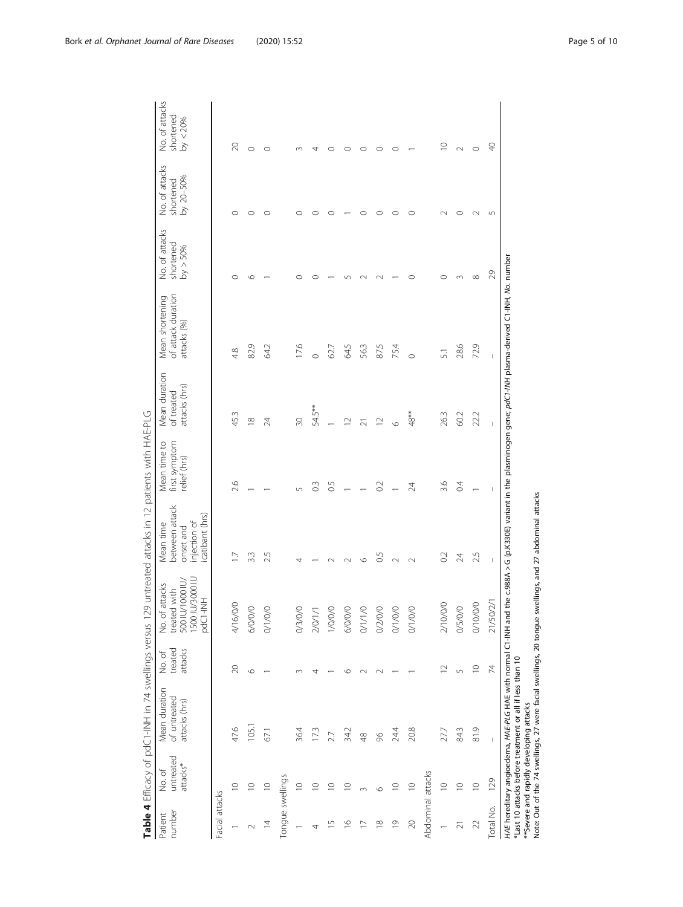**Table 4** Efficacy of pdC1-INH in 74 swellings versus 129 untreated attacks in 12 patients with HAE-PLG

| Patient number | No. of untreated attacks* | Mean duration of untreated attacks (hrs) | No. of treated attacks | No. of attacks treated with 500 IU/1000 IU/ 1500 IU/3000 IU pdC1-INH | Mean time between attack onset and injection of icatibant (hrs) | Mean time to first symptom relief (hrs) | Mean duration of treated attacks (hrs) | Mean shortening of attack duration attacks (%) | No. of attacks shortened by > 50% | No. of attacks shortened by 20–50% | No. of attacks shortened by < 20% |
|---|---|---|---|---|---|---|---|---|---|---|---|
| Facial attacks | | | | | | | | | | | |
| 1 | 10 | 47.6 | 20 | 4/16/0/0 | 1.7 | 2.6 | 45.3 | 4.8 | 0 | 0 | 20 |
| 2 | 10 | 105.1 | 6 | 6/0/0/0 | 3.3 | 1 | 18 | 82.9 | 6 | 0 | 0 |
| 14 | 10 | 67.1 | 1 | 0/1/0/0 | 2.5 | 1 | 24 | 64.2 | 1 | 0 | 0 |
| Tongue swellings | | | | | | | | | | | |
| 1 | 10 | 36.4 | 3 | 0/3/0/0 | 4 | 5 | 30 | 17.6 | 0 | 0 | 3 |
| 4 | 10 | 17.3 | 4 | 2/0/1/1 | 1 | 0.3 | 54.5** | 0 | 0 | 0 | 4 |
| 15 | 10 | 2.7 | 1 | 1/0/0/0 | 2 | 0.5 | 1 | 62.7 | 1 | 0 | 0 |
| 16 | 10 | 34.2 | 6 | 6/0/0/0 | 2 | 1 | 12 | 64.5 | 5 | 1 | 0 |
| 17 | 3 | 48 | 2 | 0/1/1/0 | 6 | 1 | 21 | 56.3 | 2 | 0 | 0 |
| 18 | 6 | 96 | 2 | 0/2/0/0 | 0.5 | 0.2 | 12 | 87.5 | 2 | 0 | 0 |
| 19 | 10 | 24.4 | 1 | 0/1/0/0 | 2 | 1 | 6 | 75.4 | 1 | 0 | 0 |
| 20 | 10 | 20.8 | 1 | 0/1/0/0 | 2 | 24 | 48** | 0 | 0 | 0 | 1 |
| Abdominal attacks | | | | | | | | | | | |
| 1 | 10 | 27.7 | 12 | 2/10/0/0 | 0.2 | 3.6 | 26.3 | 5.1 | 0 | 2 | 10 |
| 21 | 10 | 84.3 | 5 | 0/5/0/0 | 24 | 0.4 | 60.2 | 28.6 | 3 | 0 | 2 |
| 22 | 10 | 81.9 | 10 | 0/10/0/0 | 2.5 | 1 | 22.2 | 72.9 | 8 | 2 | 0 |
| Total No. | 129 | – | 74 | 21/50/2/1 | – | – | – | – | 29 | 5 | 40 |

*HAE* hereditary angioedema, *HAE-PLG* HAE with normal C1-INH and the c.988A > G (p.K330E) variant in the plasminogen gene; *pdC1-INH* plasma-derived C1-INH, *No.* number
*Last 10 attacks before treatment or all if less than 10
**Severe and rapidly developing attacks
Note: Out of the 74 swellings, 27 were facial swellings, 20 tongue swellings, and 27 abdominal attacks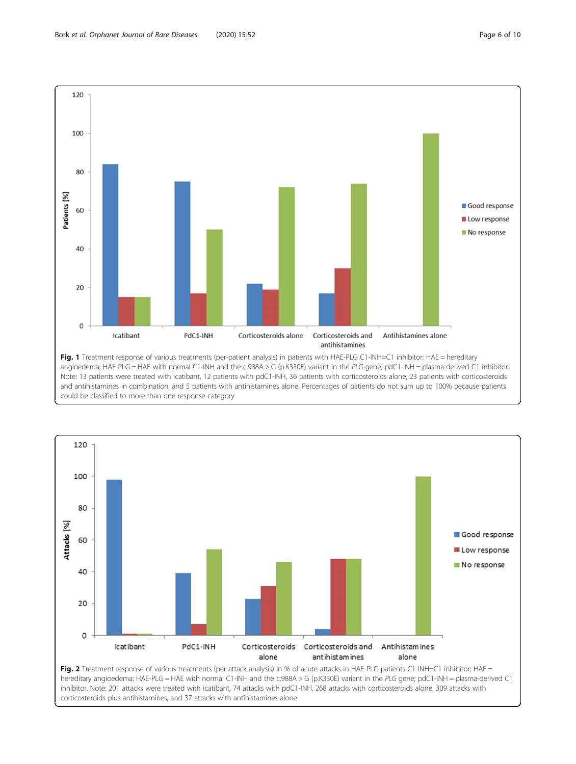**Fig. 1** Treatment response of various treatments (per-patient analysis) in patients with HAE-PLG C1-INH=C1 inhibitor; HAE = hereditary angioedema; HAE-PLG = HAE with normal C1-INH and the c.988A > G (p.K330E) variant in the *PLG* gene; pdC1-INH = plasma-derived C1 inhibitor. Note: 13 patients were treated with icatibant, 12 patients with pdC1-INH, 36 patients with corticosteroids alone, 23 patients with corticosteroids and antihistamines in combination, and 5 patients with antihistamines alone. Percentages of patients do not sum up to 100% because patients could be classified to more than one response category

**Fig. 2** Treatment response of various treatments (per attack analysis) in % of acute attacks in HAE-PLG patients C1-INH=C1 inhibitor; HAE = hereditary angioedema; HAE-PLG = HAE with normal C1-INH and the c.988A > G (p.K330E) variant in the *PLG* gene; pdC1-INH = plasma-derived C1 inhibitor. Note: 201 attacks were treated with icatibant, 74 attacks with pdC1-INH, 268 attacks with corticosteroids alone, 309 attacks with corticosteroids plus antihistamines, and 37 attacks with antihistamines alone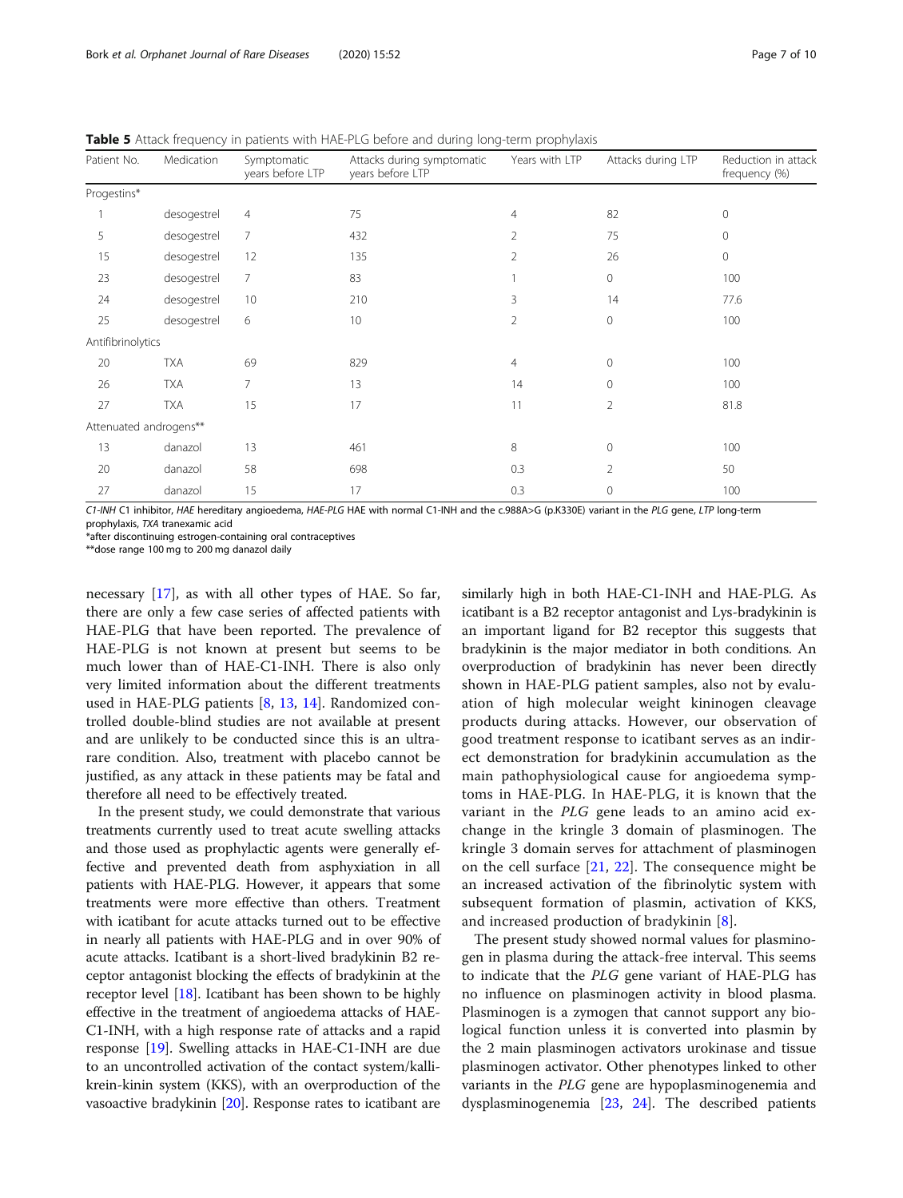**Table 5** Attack frequency in patients with HAE-PLG before and during long-term prophylaxis

| Patient No. | Medication | Symptomatic years before LTP | Attacks during symptomatic years before LTP | Years with LTP | Attacks during LTP | Reduction in attack frequency (%) |
|---|---|---|---|---|---|---|
| Progestins* | | | | | | |
| 1 | desogestrel | 4 | 75 | 4 | 82 | 0 |
| 5 | desogestrel | 7 | 432 | 2 | 75 | 0 |
| 15 | desogestrel | 12 | 135 | 2 | 26 | 0 |
| 23 | desogestrel | 7 | 83 | 1 | 0 | 100 |
| 24 | desogestrel | 10 | 210 | 3 | 14 | 77.6 |
| 25 | desogestrel | 6 | 10 | 2 | 0 | 100 |
| Antifibrinolytics | | | | | | |
| 20 | TXA | 69 | 829 | 4 | 0 | 100 |
| 26 | TXA | 7 | 13 | 14 | 0 | 100 |
| 27 | TXA | 15 | 17 | 11 | 2 | 81.8 |
| Attenuated androgens** | | | | | | |
| 13 | danazol | 13 | 461 | 8 | 0 | 100 |
| 20 | danazol | 58 | 698 | 0.3 | 2 | 50 |
| 27 | danazol | 15 | 17 | 0.3 | 0 | 100 |

*C1-INH* C1 inhibitor, *HAE* hereditary angioedema, *HAE-PLG* HAE with normal C1-INH and the c.988A>G (p.K330E) variant in the *PLG* gene, *LTP* long-term prophylaxis, *TXA* tranexamic acid
*after discontinuing estrogen-containing oral contraceptives
**dose range 100 mg to 200 mg danazol daily

necessary [17], as with all other types of HAE. So far, there are only a few case series of affected patients with HAE-PLG that have been reported. The prevalence of HAE-PLG is not known at present but seems to be much lower than of HAE-C1-INH. There is also only very limited information about the different treatments used in HAE-PLG patients [8, 13, 14]. Randomized controlled double-blind studies are not available at present and are unlikely to be conducted since this is an ultra-rare condition. Also, treatment with placebo cannot be justified, as any attack in these patients may be fatal and therefore all need to be effectively treated.

In the present study, we could demonstrate that various treatments currently used to treat acute swelling attacks and those used as prophylactic agents were generally effective and prevented death from asphyxiation in all patients with HAE-PLG. However, it appears that some treatments were more effective than others. Treatment with icatibant for acute attacks turned out to be effective in nearly all patients with HAE-PLG and in over 90% of acute attacks. Icatibant is a short-lived bradykinin B2 receptor antagonist blocking the effects of bradykinin at the receptor level [18]. Icatibant has been shown to be highly effective in the treatment of angioedema attacks of HAE-C1-INH, with a high response rate of attacks and a rapid response [19]. Swelling attacks in HAE-C1-INH are due to an uncontrolled activation of the contact system/kallikrein-kinin system (KKS), with an overproduction of the vasoactive bradykinin [20]. Response rates to icatibant are similarly high in both HAE-C1-INH and HAE-PLG. As icatibant is a B2 receptor antagonist and Lys-bradykinin is an important ligand for B2 receptor this suggests that bradykinin is the major mediator in both conditions. An overproduction of bradykinin has never been directly shown in HAE-PLG patient samples, also not by evaluation of high molecular weight kininogen cleavage products during attacks. However, our observation of good treatment response to icatibant serves as an indirect demonstration for bradykinin accumulation as the main pathophysiological cause for angioedema symptoms in HAE-PLG. In HAE-PLG, it is known that the variant in the *PLG* gene leads to an amino acid exchange in the kringle 3 domain of plasminogen. The kringle 3 domain serves for attachment of plasminogen on the cell surface [21, 22]. The consequence might be an increased activation of the fibrinolytic system with subsequent formation of plasmin, activation of KKS, and increased production of bradykinin [8].

The present study showed normal values for plasminogen in plasma during the attack-free interval. This seems to indicate that the *PLG* gene variant of HAE-PLG has no influence on plasminogen activity in blood plasma. Plasminogen is a zymogen that cannot support any biological function unless it is converted into plasmin by the 2 main plasminogen activators urokinase and tissue plasminogen activator. Other phenotypes linked to other variants in the *PLG* gene are hypoplasminogenemia and dysplasminogenemia [23, 24]. The described patients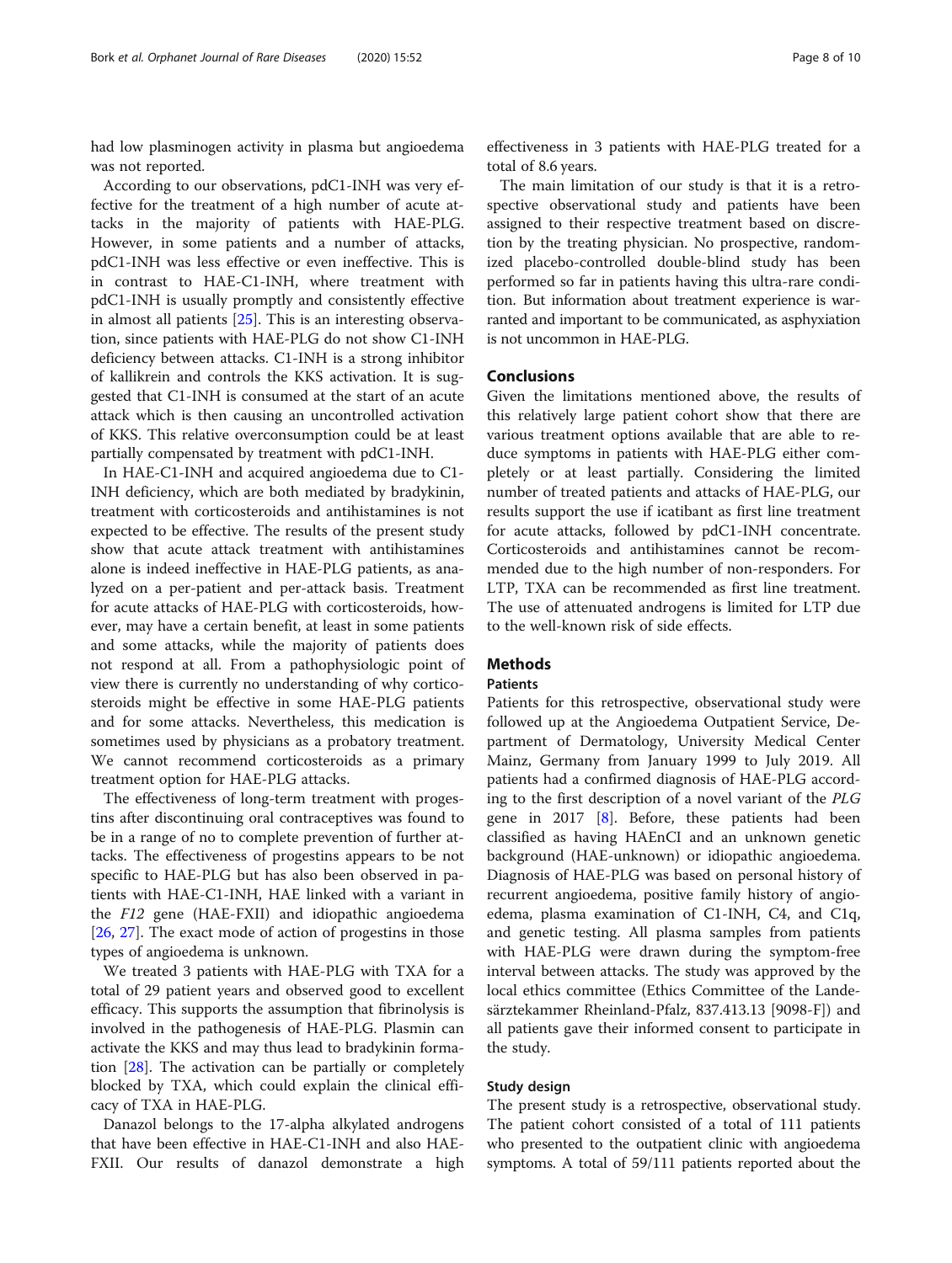had low plasminogen activity in plasma but angioedema was not reported.

According to our observations, pdC1-INH was very effective for the treatment of a high number of acute attacks in the majority of patients with HAE-PLG. However, in some patients and a number of attacks, pdC1-INH was less effective or even ineffective. This is in contrast to HAE-C1-INH, where treatment with pdC1-INH is usually promptly and consistently effective in almost all patients [25]. This is an interesting observation, since patients with HAE-PLG do not show C1-INH deficiency between attacks. C1-INH is a strong inhibitor of kallikrein and controls the KKS activation. It is suggested that C1-INH is consumed at the start of an acute attack which is then causing an uncontrolled activation of KKS. This relative overconsumption could be at least partially compensated by treatment with pdC1-INH.

In HAE-C1-INH and acquired angioedema due to C1-INH deficiency, which are both mediated by bradykinin, treatment with corticosteroids and antihistamines is not expected to be effective. The results of the present study show that acute attack treatment with antihistamines alone is indeed ineffective in HAE-PLG patients, as analyzed on a per-patient and per-attack basis. Treatment for acute attacks of HAE-PLG with corticosteroids, however, may have a certain benefit, at least in some patients and some attacks, while the majority of patients does not respond at all. From a pathophysiologic point of view there is currently no understanding of why corticosteroids might be effective in some HAE-PLG patients and for some attacks. Nevertheless, this medication is sometimes used by physicians as a probatory treatment. We cannot recommend corticosteroids as a primary treatment option for HAE-PLG attacks.

The effectiveness of long-term treatment with progestins after discontinuing oral contraceptives was found to be in a range of no to complete prevention of further attacks. The effectiveness of progestins appears to be not specific to HAE-PLG but has also been observed in patients with HAE-C1-INH, HAE linked with a variant in the *F12* gene (HAE-FXII) and idiopathic angioedema [26, 27]. The exact mode of action of progestins in those types of angioedema is unknown.

We treated 3 patients with HAE-PLG with TXA for a total of 29 patient years and observed good to excellent efficacy. This supports the assumption that fibrinolysis is involved in the pathogenesis of HAE-PLG. Plasmin can activate the KKS and may thus lead to bradykinin formation [28]. The activation can be partially or completely blocked by TXA, which could explain the clinical efficacy of TXA in HAE-PLG.

Danazol belongs to the 17-alpha alkylated androgens that have been effective in HAE-C1-INH and also HAE-FXII. Our results of danazol demonstrate a high effectiveness in 3 patients with HAE-PLG treated for a total of 8.6 years.

The main limitation of our study is that it is a retrospective observational study and patients have been assigned to their respective treatment based on discretion by the treating physician. No prospective, randomized placebo-controlled double-blind study has been performed so far in patients having this ultra-rare condition. But information about treatment experience is warranted and important to be communicated, as asphyxiation is not uncommon in HAE-PLG.

## Conclusions

Given the limitations mentioned above, the results of this relatively large patient cohort show that there are various treatment options available that are able to reduce symptoms in patients with HAE-PLG either completely or at least partially. Considering the limited number of treated patients and attacks of HAE-PLG, our results support the use if icatibant as first line treatment for acute attacks, followed by pdC1-INH concentrate. Corticosteroids and antihistamines cannot be recommended due to the high number of non-responders. For LTP, TXA can be recommended as first line treatment. The use of attenuated androgens is limited for LTP due to the well-known risk of side effects.

## Methods

### Patients

Patients for this retrospective, observational study were followed up at the Angioedema Outpatient Service, Department of Dermatology, University Medical Center Mainz, Germany from January 1999 to July 2019. All patients had a confirmed diagnosis of HAE-PLG according to the first description of a novel variant of the *PLG* gene in 2017 [8]. Before, these patients had been classified as having HAEnCI and an unknown genetic background (HAE-unknown) or idiopathic angioedema. Diagnosis of HAE-PLG was based on personal history of recurrent angioedema, positive family history of angioedema, plasma examination of C1-INH, C4, and C1q, and genetic testing. All plasma samples from patients with HAE-PLG were drawn during the symptom-free interval between attacks. The study was approved by the local ethics committee (Ethics Committee of the Landesärztekammer Rheinland-Pfalz, 837.413.13 [9098-F]) and all patients gave their informed consent to participate in the study.

### Study design

The present study is a retrospective, observational study. The patient cohort consisted of a total of 111 patients who presented to the outpatient clinic with angioedema symptoms. A total of 59/111 patients reported about the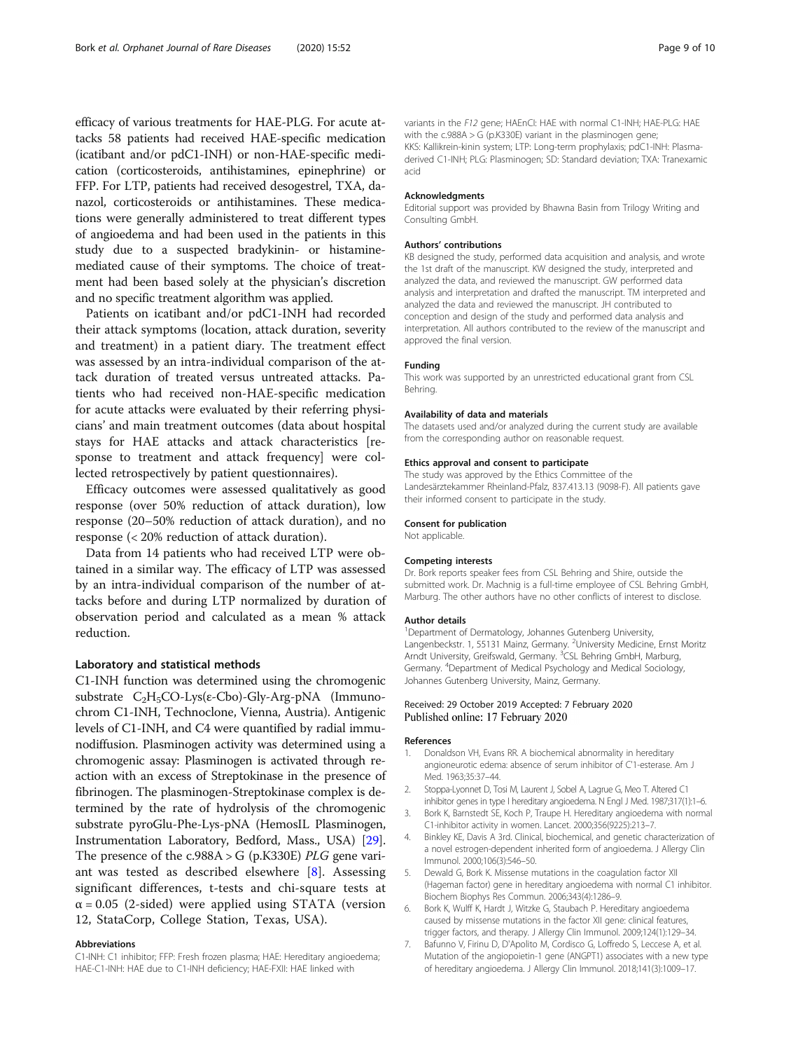efficacy of various treatments for HAE-PLG. For acute attacks 58 patients had received HAE-specific medication (icatibant and/or pdC1-INH) or non-HAE-specific medication (corticosteroids, antihistamines, epinephrine) or FFP. For LTP, patients had received desogestrel, TXA, danazol, corticosteroids or antihistamines. These medications were generally administered to treat different types of angioedema and had been used in the patients in this study due to a suspected bradykinin- or histamine-mediated cause of their symptoms. The choice of treatment had been based solely at the physician's discretion and no specific treatment algorithm was applied.

Patients on icatibant and/or pdC1-INH had recorded their attack symptoms (location, attack duration, severity and treatment) in a patient diary. The treatment effect was assessed by an intra-individual comparison of the attack duration of treated versus untreated attacks. Patients who had received non-HAE-specific medication for acute attacks were evaluated by their referring physicians' and main treatment outcomes (data about hospital stays for HAE attacks and attack characteristics [response to treatment and attack frequency] were collected retrospectively by patient questionnaires).

Efficacy outcomes were assessed qualitatively as good response (over 50% reduction of attack duration), low response (20–50% reduction of attack duration), and no response (< 20% reduction of attack duration).

Data from 14 patients who had received LTP were obtained in a similar way. The efficacy of LTP was assessed by an intra-individual comparison of the number of attacks before and during LTP normalized by duration of observation period and calculated as a mean % attack reduction.

### Laboratory and statistical methods

C1-INH function was determined using the chromogenic substrate $C_2H_5CO$-Lys(ε-Cbo)-Gly-Arg-pNA (Immunochrom C1-INH, Technoclone, Vienna, Austria). Antigenic levels of C1-INH, and C4 were quantified by radial immunodiffusion. Plasminogen activity was determined using a chromogenic assay: Plasminogen is activated through reaction with an excess of Streptokinase in the presence of fibrinogen. The plasminogen-Streptokinase complex is determined by the rate of hydrolysis of the chromogenic substrate pyroGlu-Phe-Lys-pNA (HemosIL Plasminogen, Instrumentation Laboratory, Bedford, Mass., USA) [29]. The presence of the c.988A > G (p.K330E) *PLG* gene variant was tested as described elsewhere [8]. Assessing significant differences, t-tests and chi-square tests at $\alpha = 0.05$ (2-sided) were applied using STATA (version 12, StataCorp, College Station, Texas, USA).

#### Abbreviations

C1-INH: C1 inhibitor; FFP: Fresh frozen plasma; HAE: Hereditary angioedema; HAE-C1-INH: HAE due to C1-INH deficiency; HAE-FXII: HAE linked with variants in the *F12* gene; HAEnCI: HAE with normal C1-INH; HAE-PLG: HAE with the c.988A > G (p.K330E) variant in the plasminogen gene; KKS: Kallikrein-kinin system; LTP: Long-term prophylaxis; pdC1-INH: Plasma-derived C1-INH; PLG: Plasminogen; SD: Standard deviation; TXA: Tranexamic acid

#### Acknowledgments

Editorial support was provided by Bhawna Basin from Trilogy Writing and Consulting GmbH.

#### Authors' contributions

KB designed the study, performed data acquisition and analysis, and wrote the 1st draft of the manuscript. KW designed the study, interpreted and analyzed the data, and reviewed the manuscript. GW performed data analysis and interpretation and drafted the manuscript. TM interpreted and analyzed the data and reviewed the manuscript. JH contributed to conception and design of the study and performed data analysis and interpretation. All authors contributed to the review of the manuscript and approved the final version.

#### Funding

This work was supported by an unrestricted educational grant from CSL Behring.

#### Availability of data and materials

The datasets used and/or analyzed during the current study are available from the corresponding author on reasonable request.

#### Ethics approval and consent to participate

The study was approved by the Ethics Committee of the Landesärztekammer Rheinland-Pfalz, 837.413.13 (9098-F). All patients gave their informed consent to participate in the study.

#### Consent for publication

Not applicable.

#### Competing interests

Dr. Bork reports speaker fees from CSL Behring and Shire, outside the submitted work. Dr. Machnig is a full-time employee of CSL Behring GmbH, Marburg. The other authors have no other conflicts of interest to disclose.

#### Author details

[1]Department of Dermatology, Johannes Gutenberg University, Langenbeckstr. 1, 55131 Mainz, Germany. [2]University Medicine, Ernst Moritz Arndt University, Greifswald, Germany. [3]CSL Behring GmbH, Marburg, Germany. [4]Department of Medical Psychology and Medical Sociology, Johannes Gutenberg University, Mainz, Germany.

Received: 29 October 2019 Accepted: 7 February 2020
Published online: 17 February 2020

#### References

1. Donaldson VH, Evans RR. A biochemical abnormality in hereditary angioneurotic edema: absence of serum inhibitor of C'1-esterase. Am J Med. 1963;35:37–44.
2. Stoppa-Lyonnet D, Tosi M, Laurent J, Sobel A, Lagrue G, Meo T. Altered C1 inhibitor genes in type I hereditary angioedema. N Engl J Med. 1987;317(1):1–6.
3. Bork K, Barnstedt SE, Koch P, Traupe H. Hereditary angioedema with normal C1-inhibitor activity in women. Lancet. 2000;356(9225):213–7.
4. Binkley KE, Davis A 3rd. Clinical, biochemical, and genetic characterization of a novel estrogen-dependent inherited form of angioedema. J Allergy Clin Immunol. 2000;106(3):546–50.
5. Dewald G, Bork K. Missense mutations in the coagulation factor XII (Hageman factor) gene in hereditary angioedema with normal C1 inhibitor. Biochem Biophys Res Commun. 2006;343(4):1286–9.
6. Bork K, Wulff K, Hardt J, Witzke G, Staubach P. Hereditary angioedema caused by missense mutations in the factor XII gene: clinical features, trigger factors, and therapy. J Allergy Clin Immunol. 2009;124(1):129–34.
7. Bafunno V, Firinu D, D'Apolito M, Cordisco G, Loffredo S, Leccese A, et al. Mutation of the angiopoietin-1 gene (ANGPT1) associates with a new type of hereditary angioedema. J Allergy Clin Immunol. 2018;141(3):1009–17.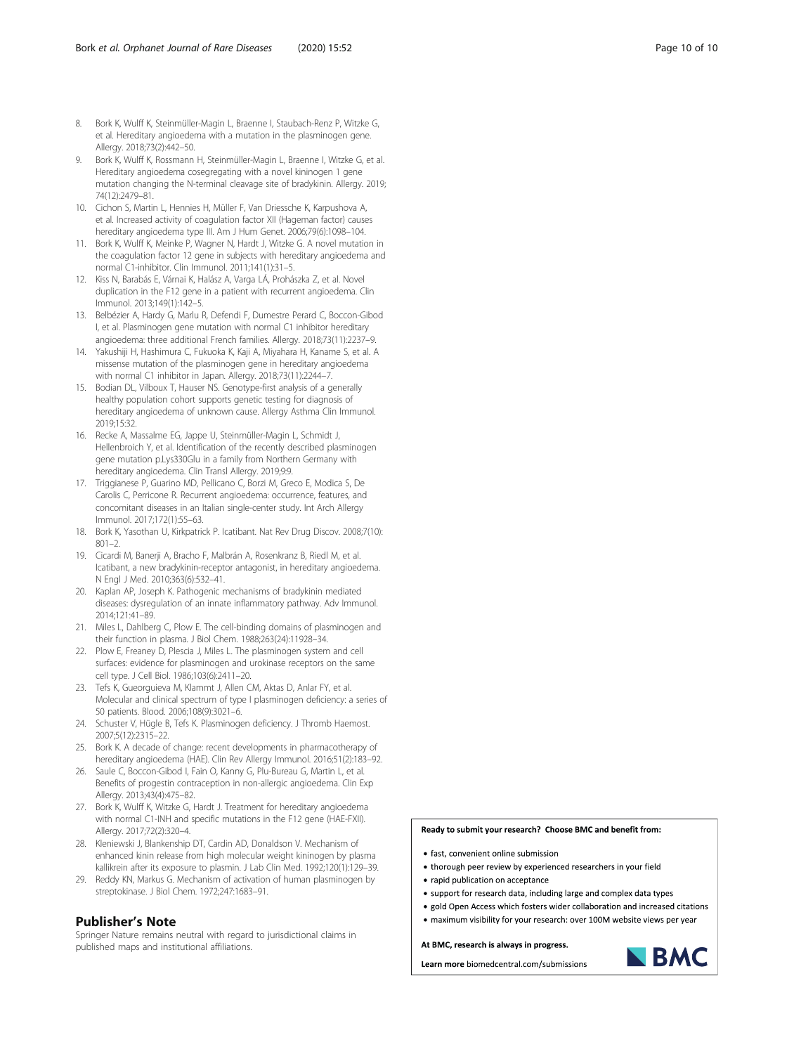8. Bork K, Wulff K, Steinmüller-Magin L, Braenne I, Staubach-Renz P, Witzke G, et al. Hereditary angioedema with a mutation in the plasminogen gene. Allergy. 2018;73(2):442–50.
9. Bork K, Wulff K, Rossmann H, Steinmüller-Magin L, Braenne I, Witzke G, et al. Hereditary angioedema cosegregating with a novel kininogen 1 gene mutation changing the N-terminal cleavage site of bradykinin. Allergy. 2019; 74(12):2479–81.
10. Cichon S, Martin L, Hennies H, Müller F, Van Driessche K, Karpushova A, et al. Increased activity of coagulation factor XII (Hageman factor) causes hereditary angioedema type III. Am J Hum Genet. 2006;79(6):1098–104.
11. Bork K, Wulff K, Meinke P, Wagner N, Hardt J, Witzke G. A novel mutation in the coagulation factor 12 gene in subjects with hereditary angioedema and normal C1-inhibitor. Clin Immunol. 2011;141(1):31–5.
12. Kiss N, Barabás E, Várnai K, Halász A, Varga LÁ, Prohászka Z, et al. Novel duplication in the F12 gene in a patient with recurrent angioedema. Clin Immunol. 2013;149(1):142–5.
13. Belbézier A, Hardy G, Marlu R, Defendi F, Dumestre Perard C, Boccon-Gibod I, et al. Plasminogen gene mutation with normal C1 inhibitor hereditary angioedema: three additional French families. Allergy. 2018;73(11):2237–9.
14. Yakushiji H, Hashimura C, Fukuoka K, Kaji A, Miyahara H, Kaname S, et al. A missense mutation of the plasminogen gene in hereditary angioedema with normal C1 inhibitor in Japan. Allergy. 2018;73(11):2244–7.
15. Bodian DL, Vilboux T, Hauser NS. Genotype-first analysis of a generally healthy population cohort supports genetic testing for diagnosis of hereditary angioedema of unknown cause. Allergy Asthma Clin Immunol. 2019;15:32.
16. Recke A, Massalme EG, Jappe U, Steinmüller-Magin L, Schmidt J, Hellenbroich Y, et al. Identification of the recently described plasminogen gene mutation p.Lys330Glu in a family from Northern Germany with hereditary angioedema. Clin Transl Allergy. 2019;9:9.
17. Triggianese P, Guarino MD, Pellicano C, Borzi M, Greco E, Modica S, De Carolis C, Perricone R. Recurrent angioedema: occurrence, features, and concomitant diseases in an Italian single-center study. Int Arch Allergy Immunol. 2017;172(1):55–63.
18. Bork K, Yasothan U, Kirkpatrick P. Icatibant. Nat Rev Drug Discov. 2008;7(10): 801–2.
19. Cicardi M, Banerji A, Bracho F, Malbrán A, Rosenkranz B, Riedl M, et al. Icatibant, a new bradykinin-receptor antagonist, in hereditary angioedema. N Engl J Med. 2010;363(6):532–41.
20. Kaplan AP, Joseph K. Pathogenic mechanisms of bradykinin mediated diseases: dysregulation of an innate inflammatory pathway. Adv Immunol. 2014;121:41–89.
21. Miles L, Dahlberg C, Plow E. The cell-binding domains of plasminogen and their function in plasma. J Biol Chem. 1988;263(24):11928–34.
22. Plow E, Freaney D, Plescia J, Miles L. The plasminogen system and cell surfaces: evidence for plasminogen and urokinase receptors on the same cell type. J Cell Biol. 1986;103(6):2411–20.
23. Tefs K, Gueorguieva M, Klammt J, Allen CM, Aktas D, Anlar FY, et al. Molecular and clinical spectrum of type I plasminogen deficiency: a series of 50 patients. Blood. 2006;108(9):3021–6.
24. Schuster V, Hügle B, Tefs K. Plasminogen deficiency. J Thromb Haemost. 2007;5(12):2315–22.
25. Bork K. A decade of change: recent developments in pharmacotherapy of hereditary angioedema (HAE). Clin Rev Allergy Immunol. 2016;51(2):183–92.
26. Saule C, Boccon-Gibod I, Fain O, Kanny G, Plu-Bureau G, Martin L, et al. Benefits of progestin contraception in non-allergic angioedema. Clin Exp Allergy. 2013;43(4):475–82.
27. Bork K, Wulff K, Witzke G, Hardt J. Treatment for hereditary angioedema with normal C1-INH and specific mutations in the F12 gene (HAE-FXII). Allergy. 2017;72(2):320–4.
28. Kleniewski J, Blankenship DT, Cardin AD, Donaldson V. Mechanism of enhanced kinin release from high molecular weight kininogen by plasma kallikrein after its exposure to plasmin. J Lab Clin Med. 1992;120(1):129–39.
29. Reddy KN, Markus G. Mechanism of activation of human plasminogen by streptokinase. J Biol Chem. 1972;247:1683–91.

## Publisher's Note

Springer Nature remains neutral with regard to jurisdictional claims in published maps and institutional affiliations.

**Ready to submit your research? Choose BMC and benefit from:**

- fast, convenient online submission
- thorough peer review by experienced researchers in your field
- rapid publication on acceptance
- support for research data, including large and complex data types
- gold Open Access which fosters wider collaboration and increased citations
- maximum visibility for your research: over 100M website views per year

**At BMC, research is always in progress.**

**Learn more** biomedcentral.com/submissions